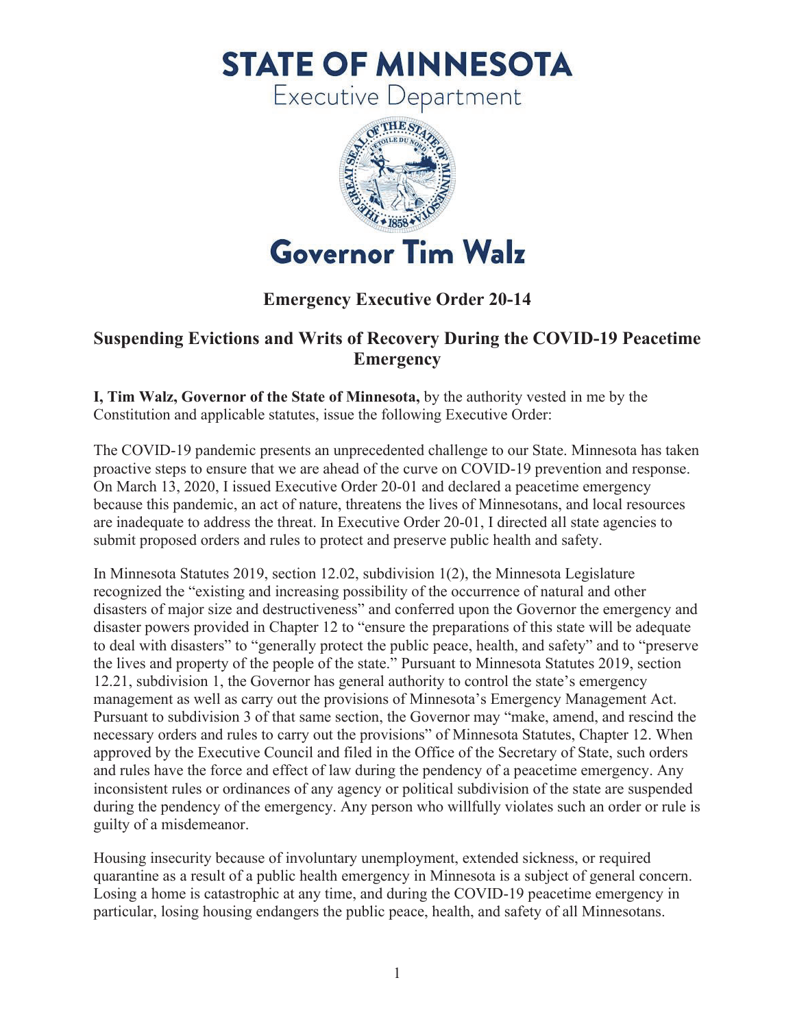# STATE OF MINNESOTA

Executive Department

# Governor Tim Walz

## Emergency Executive Order 20-14

## Suspending Evictions and Writs of Recovery During the COVID-19 Peacetime Emergency

**I, Tim Walz, Governor of the State of Minnesota,** by the authority vested in me by the Constitution and applicable statutes, issue the following Executive Order:

The COVID-19 pandemic presents an unprecedented challenge to our State. Minnesota has taken proactive steps to ensure that we are ahead of the curve on COVID-19 prevention and response. On March 13, 2020, I issued Executive Order 20-01 and declared a peacetime emergency because this pandemic, an act of nature, threatens the lives of Minnesotans, and local resources are inadequate to address the threat. In Executive Order 20-01, I directed all state agencies to submit proposed orders and rules to protect and preserve public health and safety.

In Minnesota Statutes 2019, section 12.02, subdivision 1(2), the Minnesota Legislature recognized the "existing and increasing possibility of the occurrence of natural and other disasters of major size and destructiveness" and conferred upon the Governor the emergency and disaster powers provided in Chapter 12 to "ensure the preparations of this state will be adequate to deal with disasters" to "generally protect the public peace, health, and safety" and to "preserve the lives and property of the people of the state." Pursuant to Minnesota Statutes 2019, section 12.21, subdivision 1, the Governor has general authority to control the state's emergency management as well as carry out the provisions of Minnesota's Emergency Management Act. Pursuant to subdivision 3 of that same section, the Governor may "make, amend, and rescind the necessary orders and rules to carry out the provisions" of Minnesota Statutes, Chapter 12. When approved by the Executive Council and filed in the Office of the Secretary of State, such orders and rules have the force and effect of law during the pendency of a peacetime emergency. Any inconsistent rules or ordinances of any agency or political subdivision of the state are suspended during the pendency of the emergency. Any person who willfully violates such an order or rule is guilty of a misdemeanor.

Housing insecurity because of involuntary unemployment, extended sickness, or required quarantine as a result of a public health emergency in Minnesota is a subject of general concern. Losing a home is catastrophic at any time, and during the COVID-19 peacetime emergency in particular, losing housing endangers the public peace, health, and safety of all Minnesotans.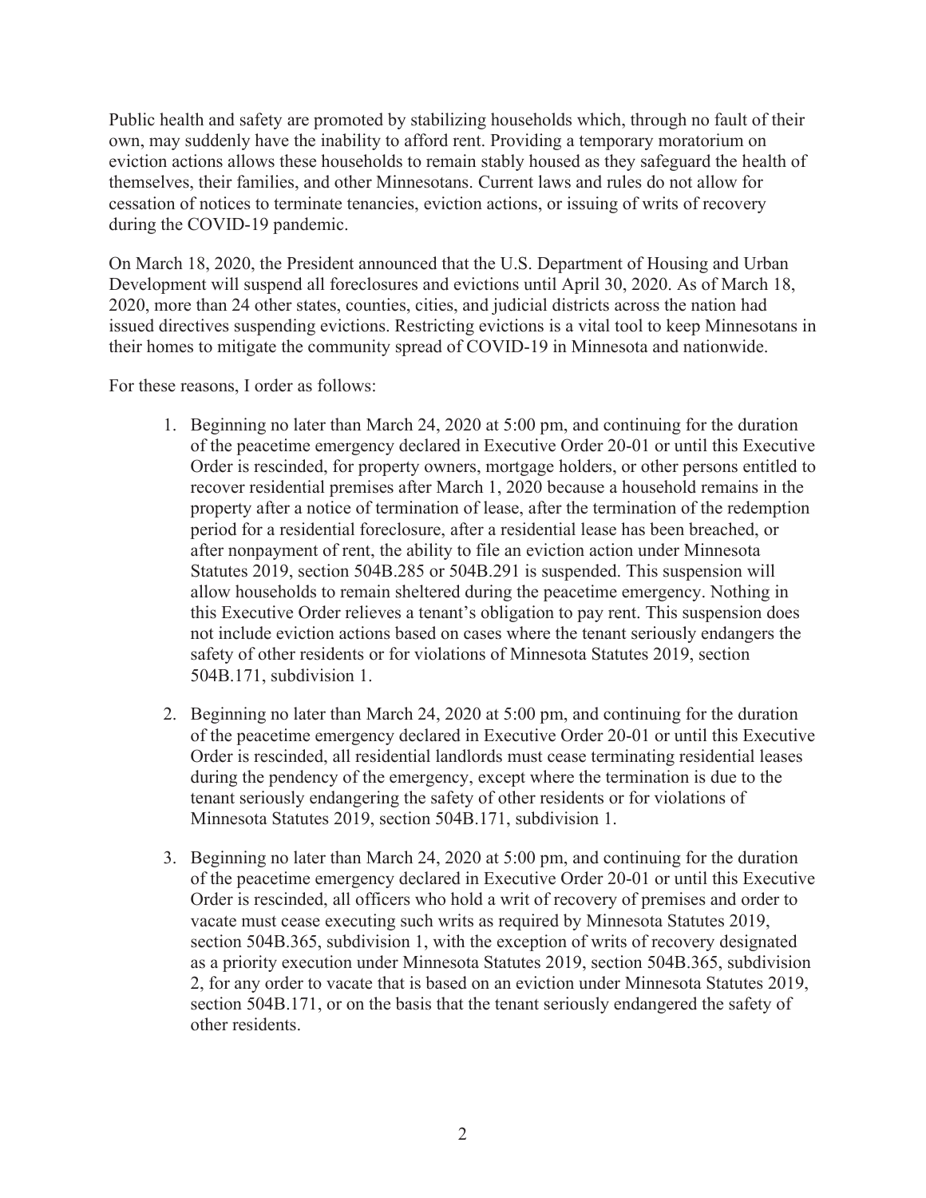Public health and safety are promoted by stabilizing households which, through no fault of their own, may suddenly have the inability to afford rent. Providing a temporary moratorium on eviction actions allows these households to remain stably housed as they safeguard the health of themselves, their families, and other Minnesotans. Current laws and rules do not allow for cessation of notices to terminate tenancies, eviction actions, or issuing of writs of recovery during the COVID-19 pandemic.

On March 18, 2020, the President announced that the U.S. Department of Housing and Urban Development will suspend all foreclosures and evictions until April 30, 2020. As of March 18, 2020, more than 24 other states, counties, cities, and judicial districts across the nation had issued directives suspending evictions. Restricting evictions is a vital tool to keep Minnesotans in their homes to mitigate the community spread of COVID-19 in Minnesota and nationwide.

For these reasons, I order as follows:

1. Beginning no later than March 24, 2020 at 5:00 pm, and continuing for the duration of the peacetime emergency declared in Executive Order 20-01 or until this Executive Order is rescinded, for property owners, mortgage holders, or other persons entitled to recover residential premises after March 1, 2020 because a household remains in the property after a notice of termination of lease, after the termination of the redemption period for a residential foreclosure, after a residential lease has been breached, or after nonpayment of rent, the ability to file an eviction action under Minnesota Statutes 2019, section 504B.285 or 504B.291 is suspended. This suspension will allow households to remain sheltered during the peacetime emergency. Nothing in this Executive Order relieves a tenant's obligation to pay rent. This suspension does not include eviction actions based on cases where the tenant seriously endangers the safety of other residents or for violations of Minnesota Statutes 2019, section 504B.171, subdivision 1.

2. Beginning no later than March 24, 2020 at 5:00 pm, and continuing for the duration of the peacetime emergency declared in Executive Order 20-01 or until this Executive Order is rescinded, all residential landlords must cease terminating residential leases during the pendency of the emergency, except where the termination is due to the tenant seriously endangering the safety of other residents or for violations of Minnesota Statutes 2019, section 504B.171, subdivision 1.

3. Beginning no later than March 24, 2020 at 5:00 pm, and continuing for the duration of the peacetime emergency declared in Executive Order 20-01 or until this Executive Order is rescinded, all officers who hold a writ of recovery of premises and order to vacate must cease executing such writs as required by Minnesota Statutes 2019, section 504B.365, subdivision 1, with the exception of writs of recovery designated as a priority execution under Minnesota Statutes 2019, section 504B.365, subdivision 2, for any order to vacate that is based on an eviction under Minnesota Statutes 2019, section 504B.171, or on the basis that the tenant seriously endangered the safety of other residents.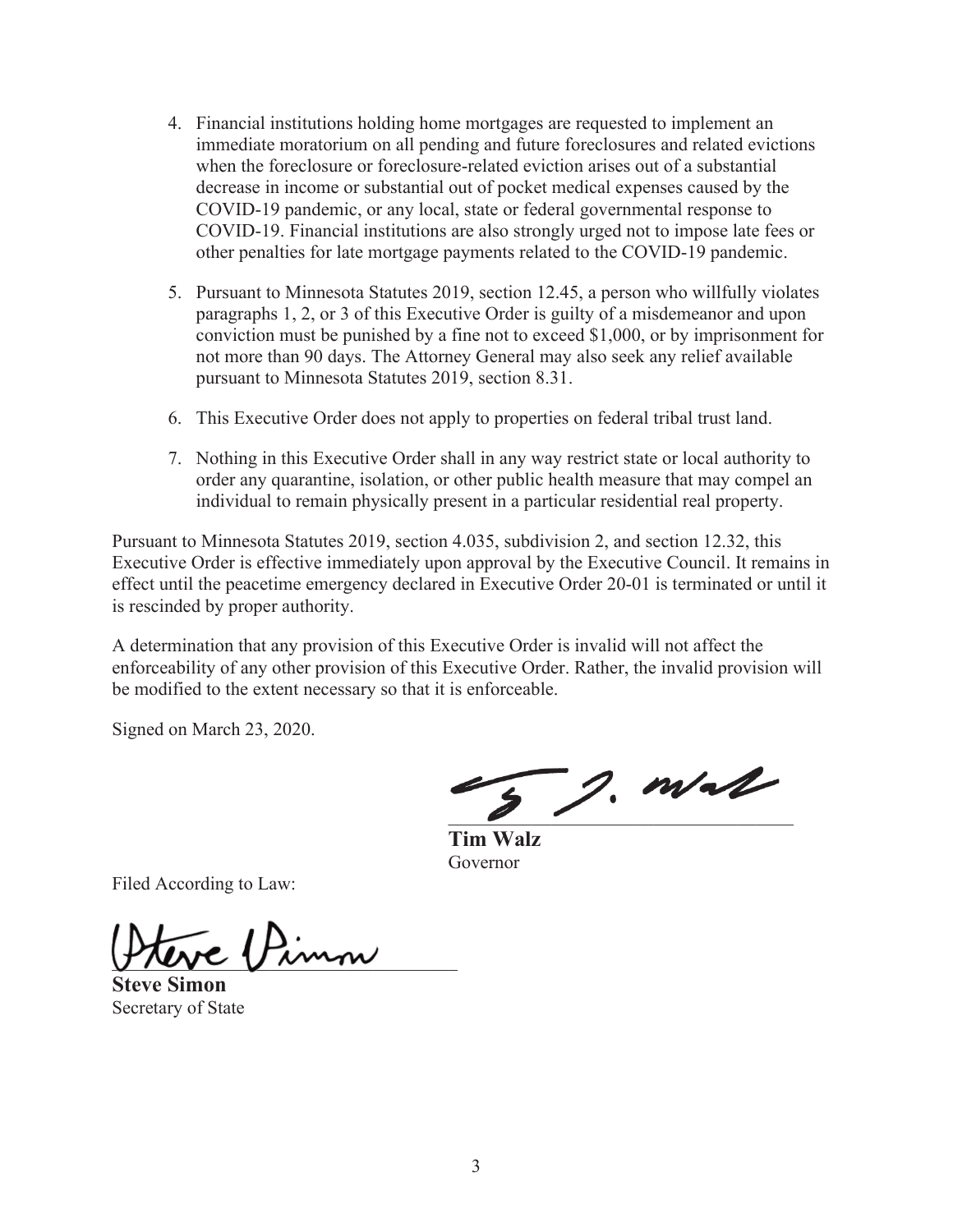4. Financial institutions holding home mortgages are requested to implement an immediate moratorium on all pending and future foreclosures and related evictions when the foreclosure or foreclosure-related eviction arises out of a substantial decrease in income or substantial out of pocket medical expenses caused by the COVID-19 pandemic, or any local, state or federal governmental response to COVID-19. Financial institutions are also strongly urged not to impose late fees or other penalties for late mortgage payments related to the COVID-19 pandemic.

5. Pursuant to Minnesota Statutes 2019, section 12.45, a person who willfully violates paragraphs 1, 2, or 3 of this Executive Order is guilty of a misdemeanor and upon conviction must be punished by a fine not to exceed $1,000, or by imprisonment for not more than 90 days. The Attorney General may also seek any relief available pursuant to Minnesota Statutes 2019, section 8.31.

6. This Executive Order does not apply to properties on federal tribal trust land.

7. Nothing in this Executive Order shall in any way restrict state or local authority to order any quarantine, isolation, or other public health measure that may compel an individual to remain physically present in a particular residential real property.

Pursuant to Minnesota Statutes 2019, section 4.035, subdivision 2, and section 12.32, this Executive Order is effective immediately upon approval by the Executive Council. It remains in effect until the peacetime emergency declared in Executive Order 20-01 is terminated or until it is rescinded by proper authority.

A determination that any provision of this Executive Order is invalid will not affect the enforceability of any other provision of this Executive Order. Rather, the invalid provision will be modified to the extent necessary so that it is enforceable.

Signed on March 23, 2020.

**Tim Walz**
Governor

Filed According to Law:

**Steve Simon**
Secretary of State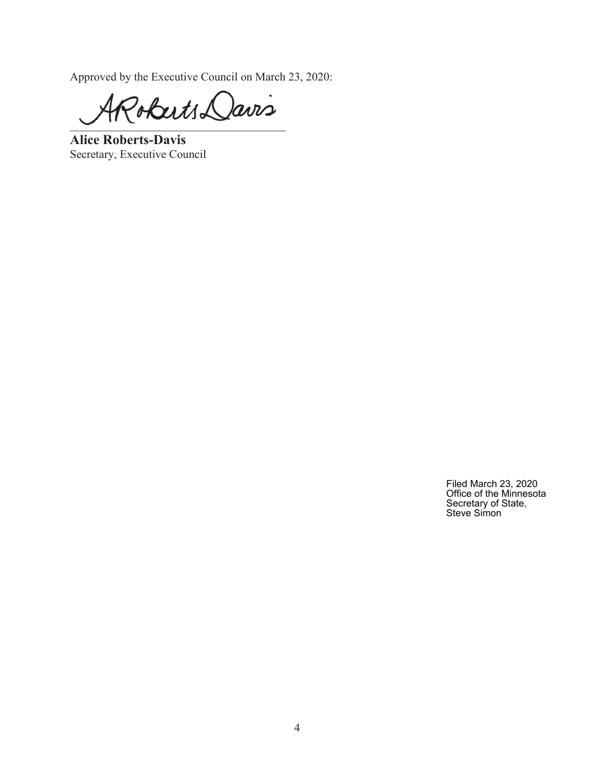Approved by the Executive Council on March 23, 2020:

**Alice Roberts-Davis**  
Secretary, Executive Council

Filed March 23, 2020  
Office of the Minnesota  
Secretary of State,  
Steve Simon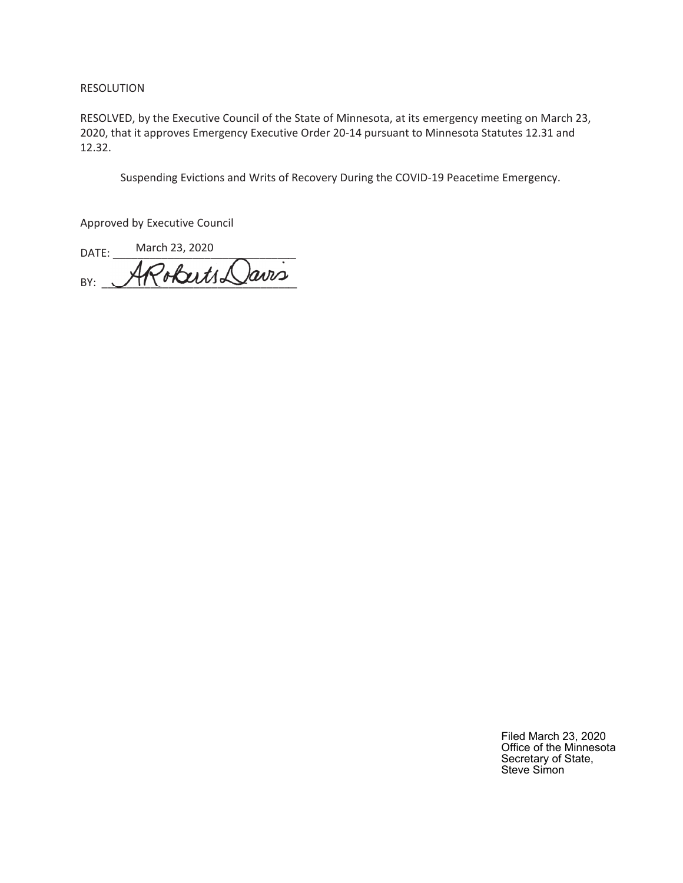RESOLUTION

RESOLVED, by the Executive Council of the State of Minnesota, at its emergency meeting on March 23, 2020, that it approves Emergency Executive Order 20-14 pursuant to Minnesota Statutes 12.31 and 12.32.

Suspending Evictions and Writs of Recovery During the COVID-19 Peacetime Emergency.

Approved by Executive Council

DATE: March 23, 2020

BY: A Roberts Davis

Filed March 23, 2020
Office of the Minnesota
Secretary of State,
Steve Simon